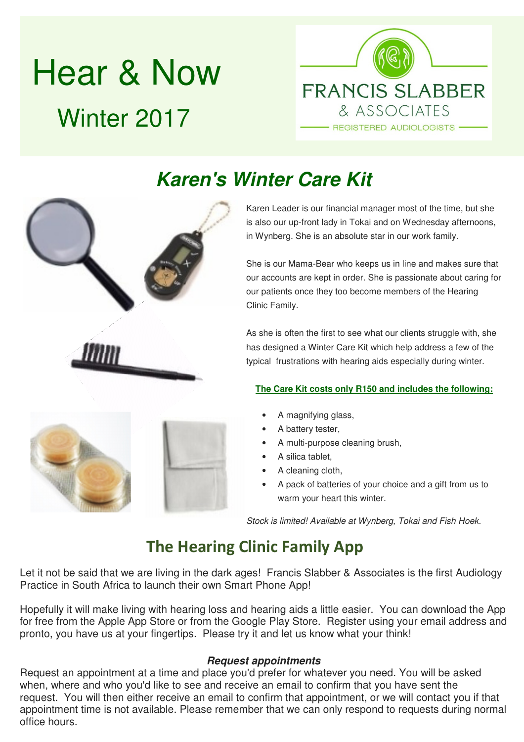# Hear & Now

## Winter 2017

FRANCIS SLABBER
& ASSOCIATES
REGISTERED AUDIOLOGISTS

## *Karen's Winter Care Kit*

Karen Leader is our financial manager most of the time, but she is also our up-front lady in Tokai and on Wednesday afternoons, in Wynberg. She is an absolute star in our work family.

She is our Mama-Bear who keeps us in line and makes sure that our accounts are kept in order. She is passionate about caring for our patients once they too become members of the Hearing Clinic Family.

As she is often the first to see what our clients struggle with, she has designed a Winter Care Kit which help address a few of the typical frustrations with hearing aids especially during winter.

**The Care Kit costs only R150 and includes the following:**

- A magnifying glass,
- A battery tester,
- A multi-purpose cleaning brush,
- A silica tablet,
- A cleaning cloth,
- A pack of batteries of your choice and a gift from us to warm your heart this winter.

*Stock is limited! Available at Wynberg, Tokai and Fish Hoek.*

## The Hearing Clinic Family App

Let it not be said that we are living in the dark ages! Francis Slabber & Associates is the first Audiology Practice in South Africa to launch their own Smart Phone App!

Hopefully it will make living with hearing loss and hearing aids a little easier. You can download the App for free from the Apple App Store or from the Google Play Store. Register using your email address and pronto, you have us at your fingertips. Please try it and let us know what your think!

### *Request appointments*

Request an appointment at a time and place you'd prefer for whatever you need. You will be asked when, where and who you'd like to see and receive an email to confirm that you have sent the request. You will then either receive an email to confirm that appointment, or we will contact you if that appointment time is not available. Please remember that we can only respond to requests during normal office hours.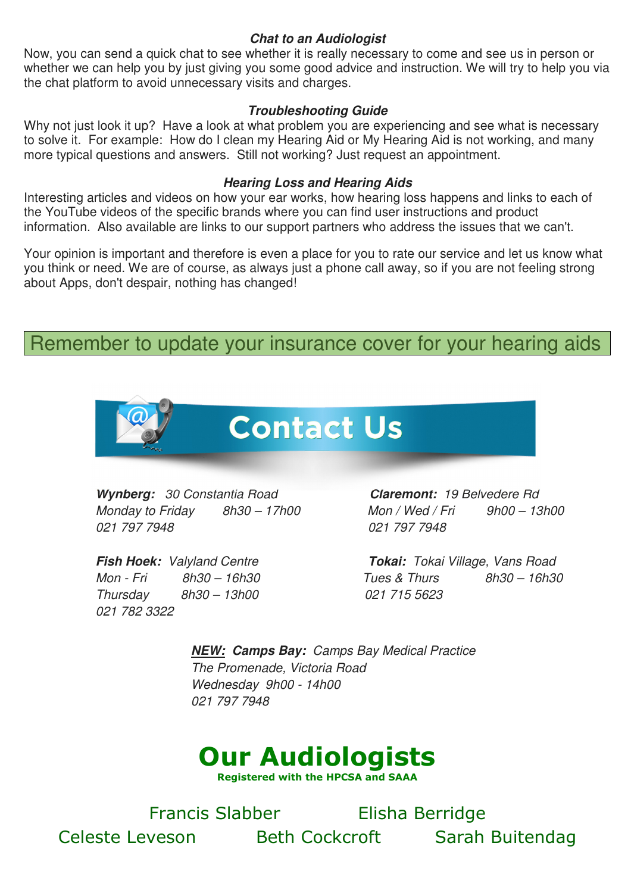### *Chat to an Audiologist*

Now, you can send a quick chat to see whether it is really necessary to come and see us in person or whether we can help you by just giving you some good advice and instruction. We will try to help you via the chat platform to avoid unnecessary visits and charges.

### *Troubleshooting Guide*

Why not just look it up? Have a look at what problem you are experiencing and see what is necessary to solve it. For example: How do I clean my Hearing Aid or My Hearing Aid is not working, and many more typical questions and answers. Still not working? Just request an appointment.

### *Hearing Loss and Hearing Aids*

Interesting articles and videos on how your ear works, how hearing loss happens and links to each of the YouTube videos of the specific brands where you can find user instructions and product information. Also available are links to our support partners who address the issues that we can't.

Your opinion is important and therefore is even a place for you to rate our service and let us know what you think or need. We are of course, as always just a phone call away, so if you are not feeling strong about Apps, don't despair, nothing has changed!

## Remember to update your insurance cover for your hearing aids

## Contact Us

***Wynberg:*** *30 Constantia Road*
*Monday to Friday 8h30 – 17h00*
*021 797 7948*

***Claremont:*** *19 Belvedere Rd*
*Mon / Wed / Fri 9h00 – 13h00*
*021 797 7948*

***Fish Hoek:*** *Valyland Centre*
*Mon - Fri 8h30 – 16h30*
*Thursday 8h30 – 13h00*
*021 782 3322*

***Tokai:*** *Tokai Village, Vans Road*
*Tues & Thurs 8h30 – 16h30*
*021 715 5623*

***NEW: Camps Bay:*** *Camps Bay Medical Practice*
*The Promenade, Victoria Road*
*Wednesday 9h00 - 14h00*
*021 797 7948*

## Our Audiologists

**Registered with the HPCSA and SAAA**

Francis Slabber Elisha Berridge
Celeste Leveson Beth Cockcroft Sarah Buitendag